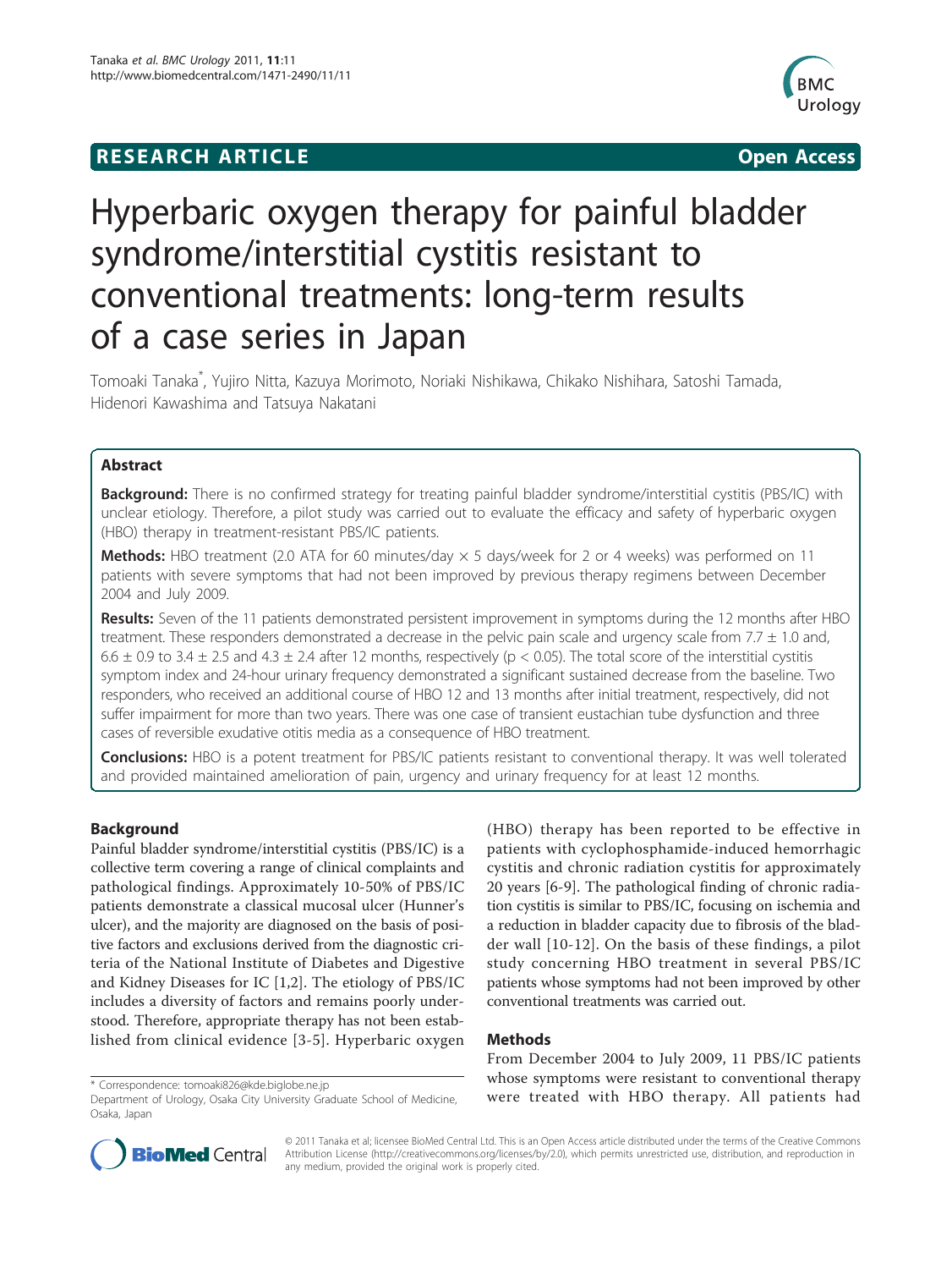**RESEARCH ARTICLE** **Open Access**

# Hyperbaric oxygen therapy for painful bladder syndrome/interstitial cystitis resistant to conventional treatments: long-term results of a case series in Japan

Tomoaki Tanaka[*], Yujiro Nitta, Kazuya Morimoto, Noriaki Nishikawa, Chikako Nishihara, Satoshi Tamada, Hidenori Kawashima and Tatsuya Nakatani

## Abstract

**Background:** There is no confirmed strategy for treating painful bladder syndrome/interstitial cystitis (PBS/IC) with unclear etiology. Therefore, a pilot study was carried out to evaluate the efficacy and safety of hyperbaric oxygen (HBO) therapy in treatment-resistant PBS/IC patients.

**Methods:** HBO treatment (2.0 ATA for 60 minutes/day × 5 days/week for 2 or 4 weeks) was performed on 11 patients with severe symptoms that had not been improved by previous therapy regimens between December 2004 and July 2009.

**Results:** Seven of the 11 patients demonstrated persistent improvement in symptoms during the 12 months after HBO treatment. These responders demonstrated a decrease in the pelvic pain scale and urgency scale from 7.7 ± 1.0 and, 6.6 ± 0.9 to 3.4 ± 2.5 and 4.3 ± 2.4 after 12 months, respectively ($p < 0.05$). The total score of the interstitial cystitis symptom index and 24-hour urinary frequency demonstrated a significant sustained decrease from the baseline. Two responders, who received an additional course of HBO 12 and 13 months after initial treatment, respectively, did not suffer impairment for more than two years. There was one case of transient eustachian tube dysfunction and three cases of reversible exudative otitis media as a consequence of HBO treatment.

**Conclusions:** HBO is a potent treatment for PBS/IC patients resistant to conventional therapy. It was well tolerated and provided maintained amelioration of pain, urgency and urinary frequency for at least 12 months.

## Background

Painful bladder syndrome/interstitial cystitis (PBS/IC) is a collective term covering a range of clinical complaints and pathological findings. Approximately 10-50% of PBS/IC patients demonstrate a classical mucosal ulcer (Hunner's ulcer), and the majority are diagnosed on the basis of positive factors and exclusions derived from the diagnostic criteria of the National Institute of Diabetes and Digestive and Kidney Diseases for IC [1,2]. The etiology of PBS/IC includes a diversity of factors and remains poorly understood. Therefore, appropriate therapy has not been established from clinical evidence [3-5]. Hyperbaric oxygen (HBO) therapy has been reported to be effective in patients with cyclophosphamide-induced hemorrhagic cystitis and chronic radiation cystitis for approximately 20 years [6-9]. The pathological finding of chronic radiation cystitis is similar to PBS/IC, focusing on ischemia and a reduction in bladder capacity due to fibrosis of the bladder wall [10-12]. On the basis of these findings, a pilot study concerning HBO treatment in several PBS/IC patients whose symptoms had not been improved by other conventional treatments was carried out.

## Methods

From December 2004 to July 2009, 11 PBS/IC patients whose symptoms were resistant to conventional therapy were treated with HBO therapy. All patients had

\* Correspondence: tomoaki826@kde.biglobe.ne.jp
Department of Urology, Osaka City University Graduate School of Medicine, Osaka, Japan

© 2011 Tanaka et al; licensee BioMed Central Ltd. This is an Open Access article distributed under the terms of the Creative Commons Attribution License (http://creativecommons.org/licenses/by/2.0), which permits unrestricted use, distribution, and reproduction in any medium, provided the original work is properly cited.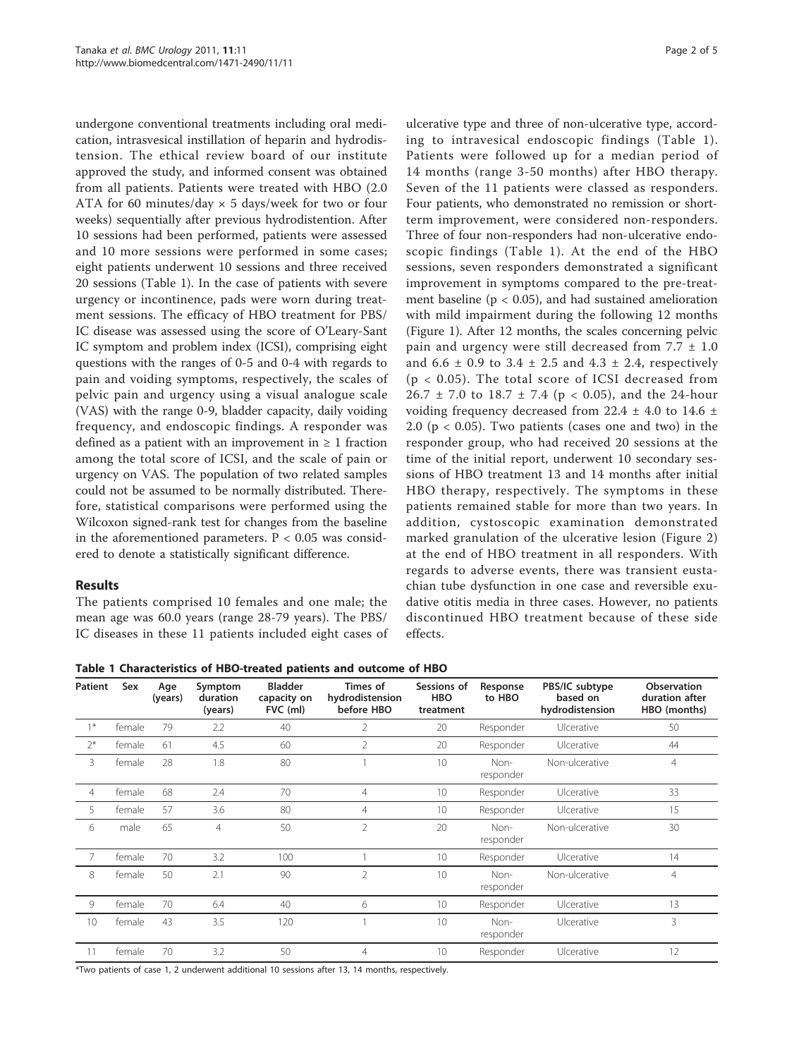undergone conventional treatments including oral medication, intrasvesical instillation of heparin and hydrodistension. The ethical review board of our institute approved the study, and informed consent was obtained from all patients. Patients were treated with HBO (2.0 ATA for 60 minutes/day × 5 days/week for two or four weeks) sequentially after previous hydrodistention. After 10 sessions had been performed, patients were assessed and 10 more sessions were performed in some cases; eight patients underwent 10 sessions and three received 20 sessions (Table 1). In the case of patients with severe urgency or incontinence, pads were worn during treatment sessions. The efficacy of HBO treatment for PBS/IC disease was assessed using the score of O'Leary-Sant IC symptom and problem index (ICSI), comprising eight questions with the ranges of 0-5 and 0-4 with regards to pain and voiding symptoms, respectively, the scales of pelvic pain and urgency using a visual analogue scale (VAS) with the range 0-9, bladder capacity, daily voiding frequency, and endoscopic findings. A responder was defined as a patient with an improvement in ≥ 1 fraction among the total score of ICSI, and the scale of pain or urgency on VAS. The population of two related samples could not be assumed to be normally distributed. Therefore, statistical comparisons were performed using the Wilcoxon signed-rank test for changes from the baseline in the aforementioned parameters. $P < 0.05$ was considered to denote a statistically significant difference.

## Results

The patients comprised 10 females and one male; the mean age was 60.0 years (range 28-79 years). The PBS/IC diseases in these 11 patients included eight cases of ulcerative type and three of non-ulcerative type, according to intravesical endoscopic findings (Table 1). Patients were followed up for a median period of 14 months (range 3-50 months) after HBO therapy. Seven of the 11 patients were classed as responders. Four patients, who demonstrated no remission or short-term improvement, were considered non-responders. Three of four non-responders had non-ulcerative endoscopic findings (Table 1). At the end of the HBO sessions, seven responders demonstrated a significant improvement in symptoms compared to the pre-treatment baseline ($p < 0.05$), and had sustained amelioration with mild impairment during the following 12 months (Figure 1). After 12 months, the scales concerning pelvic pain and urgency were still decreased from $7.7 \pm 1.0$ and $6.6 \pm 0.9$ to $3.4 \pm 2.5$ and $4.3 \pm 2.4$, respectively ($p < 0.05$). The total score of ICSI decreased from $26.7 \pm 7.0$ to $18.7 \pm 7.4$ ($p < 0.05$), and the 24-hour voiding frequency decreased from $22.4 \pm 4.0$ to $14.6 \pm 2.0$ ($p < 0.05$). Two patients (cases one and two) in the responder group, who had received 20 sessions at the time of the initial report, underwent 10 secondary sessions of HBO treatment 13 and 14 months after initial HBO therapy, respectively. The symptoms in these patients remained stable for more than two years. In addition, cystoscopic examination demonstrated marked granulation of the ulcerative lesion (Figure 2) at the end of HBO treatment in all responders. With regards to adverse events, there was transient eustachian tube dysfunction in one case and reversible exudative otitis media in three cases. However, no patients discontinued HBO treatment because of these side effects.

**Table 1 Characteristics of HBO-treated patients and outcome of HBO**

| Patient | Sex | Age (years) | Symptom duration (years) | Bladder capacity on FVC (ml) | Times of hydrodistension before HBO | Sessions of HBO treatment | Response to HBO | PBS/IC subtype based on hydrodistension | Observation duration after HBO (months) |
|---|---|---|---|---|---|---|---|---|---|
| 1* | female | 79 | 2.2 | 40 | 2 | 20 | Responder | Ulcerative | 50 |
| 2* | female | 61 | 4.5 | 60 | 2 | 20 | Responder | Ulcerative | 44 |
| 3 | female | 28 | 1.8 | 80 | 1 | 10 | Non-responder | Non-ulcerative | 4 |
| 4 | female | 68 | 2.4 | 70 | 4 | 10 | Responder | Ulcerative | 33 |
| 5 | female | 57 | 3.6 | 80 | 4 | 10 | Responder | Ulcerative | 15 |
| 6 | male | 65 | 4 | 50 | 2 | 20 | Non-responder | Non-ulcerative | 30 |
| 7 | female | 70 | 3.2 | 100 | 1 | 10 | Responder | Ulcerative | 14 |
| 8 | female | 50 | 2.1 | 90 | 2 | 10 | Non-responder | Non-ulcerative | 4 |
| 9 | female | 70 | 6.4 | 40 | 6 | 10 | Responder | Ulcerative | 13 |
| 10 | female | 43 | 3.5 | 120 | 1 | 10 | Non-responder | Ulcerative | 3 |
| 11 | female | 70 | 3.2 | 50 | 4 | 10 | Responder | Ulcerative | 12 |

*Two patients of case 1, 2 underwent additional 10 sessions after 13, 14 months, respectively.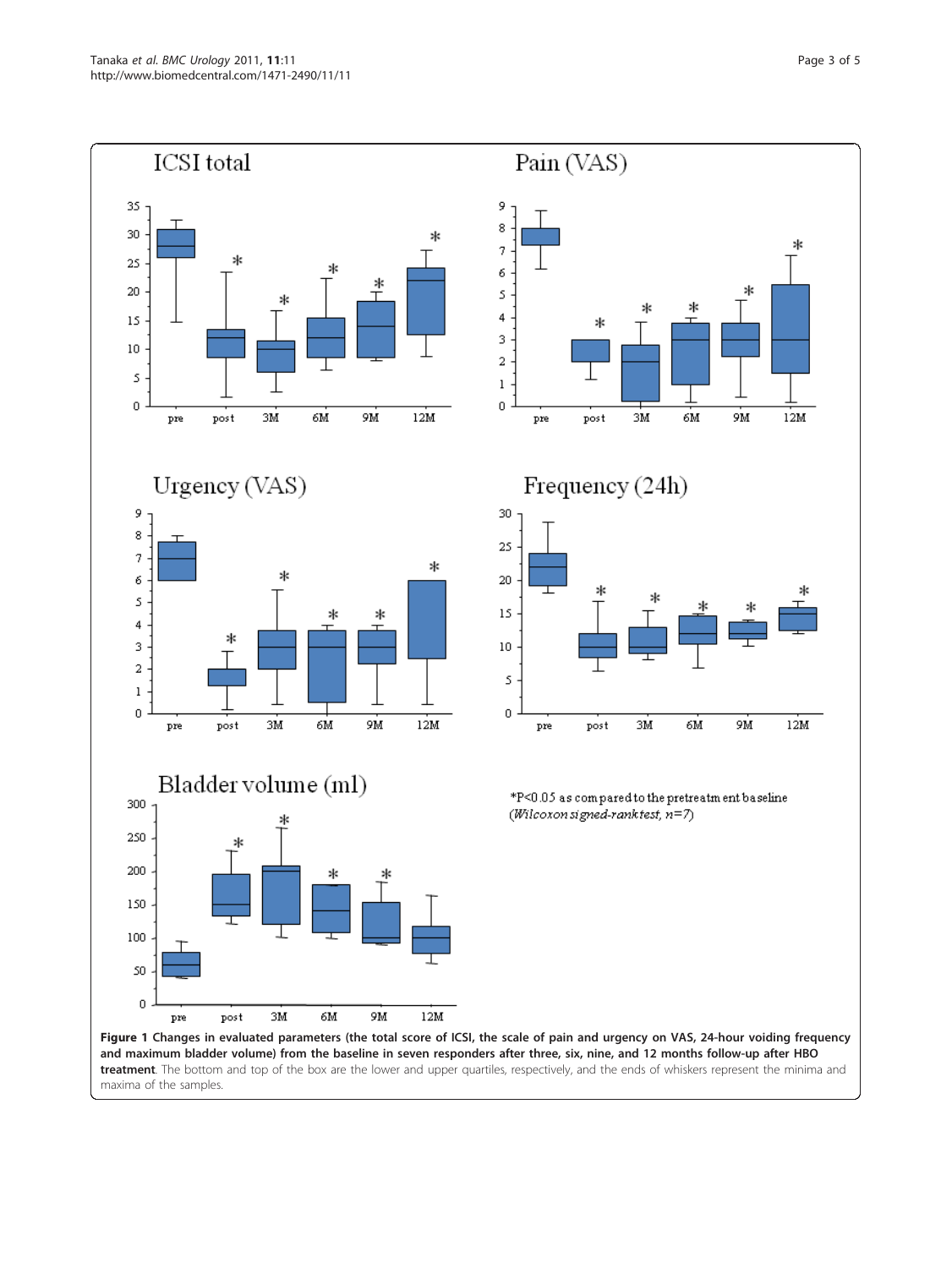ICSI total

35
30
25
20
15
10
5
0

pre post 3M 6M 9M 12M

Pain (VAS)

9
8
7
6
5
4
3
2
1
0

pre post 3M 6M 9M 12M

Urgency (VAS)

9
8
7
6
5
4
3
2
1
0

pre post 3M 6M 9M 12M

Frequency (24h)

30
25
20
15
10
5
0

pre post 3M 6M 9M 12M

Bladder volume (ml)

300
250
200
150
100
50
0

pre post 3M 6M 9M 12M

*P<0.05 as compared to the pretreatment baseline
*(Wilcoxon signed-rank test, n=7)*

**Figure 1 Changes in evaluated parameters (the total score of ICSI, the scale of pain and urgency on VAS, 24-hour voiding frequency and maximum bladder volume) from the baseline in seven responders after three, six, nine, and 12 months follow-up after HBO treatment**. The bottom and top of the box are the lower and upper quartiles, respectively, and the ends of whiskers represent the minima and maxima of the samples.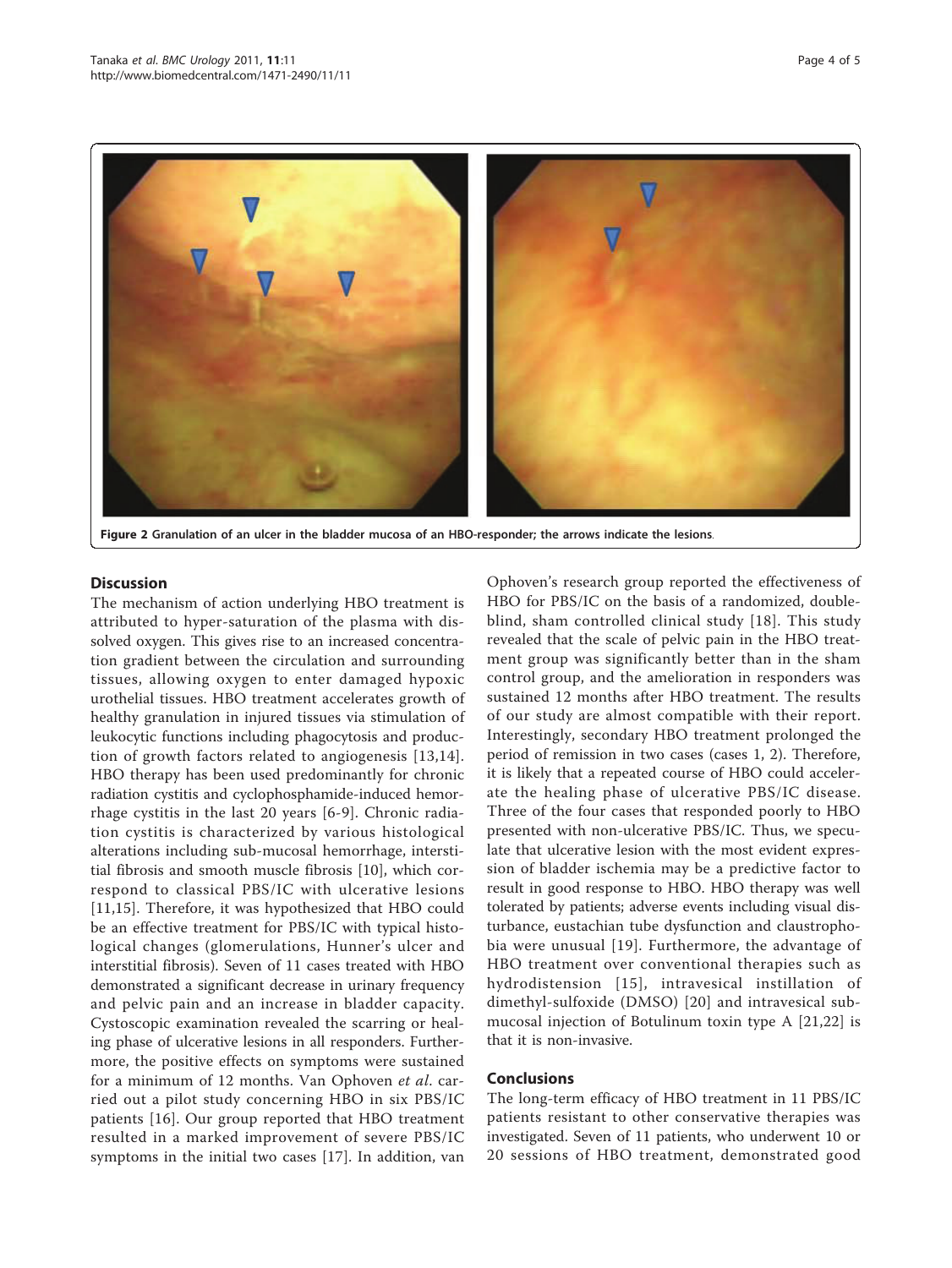Figure 2 Granulation of an ulcer in the bladder mucosa of an HBO-responder; the arrows indicate the lesions.

## Discussion

The mechanism of action underlying HBO treatment is attributed to hyper-saturation of the plasma with dissolved oxygen. This gives rise to an increased concentration gradient between the circulation and surrounding tissues, allowing oxygen to enter damaged hypoxic urothelial tissues. HBO treatment accelerates growth of healthy granulation in injured tissues via stimulation of leukocytic functions including phagocytosis and production of growth factors related to angiogenesis [13,14]. HBO therapy has been used predominantly for chronic radiation cystitis and cyclophosphamide-induced hemorrhage cystitis in the last 20 years [6-9]. Chronic radiation cystitis is characterized by various histological alterations including sub-mucosal hemorrhage, interstitial fibrosis and smooth muscle fibrosis [10], which correspond to classical PBS/IC with ulcerative lesions [11,15]. Therefore, it was hypothesized that HBO could be an effective treatment for PBS/IC with typical histological changes (glomerulations, Hunner's ulcer and interstitial fibrosis). Seven of 11 cases treated with HBO demonstrated a significant decrease in urinary frequency and pelvic pain and an increase in bladder capacity. Cystoscopic examination revealed the scarring or healing phase of ulcerative lesions in all responders. Furthermore, the positive effects on symptoms were sustained for a minimum of 12 months. Van Ophoven *et al*. carried out a pilot study concerning HBO in six PBS/IC patients [16]. Our group reported that HBO treatment resulted in a marked improvement of severe PBS/IC symptoms in the initial two cases [17]. In addition, van Ophoven's research group reported the effectiveness of HBO for PBS/IC on the basis of a randomized, double-blind, sham controlled clinical study [18]. This study revealed that the scale of pelvic pain in the HBO treatment group was significantly better than in the sham control group, and the amelioration in responders was sustained 12 months after HBO treatment. The results of our study are almost compatible with their report. Interestingly, secondary HBO treatment prolonged the period of remission in two cases (cases 1, 2). Therefore, it is likely that a repeated course of HBO could accelerate the healing phase of ulcerative PBS/IC disease. Three of the four cases that responded poorly to HBO presented with non-ulcerative PBS/IC. Thus, we speculate that ulcerative lesion with the most evident expression of bladder ischemia may be a predictive factor to result in good response to HBO. HBO therapy was well tolerated by patients; adverse events including visual disturbance, eustachian tube dysfunction and claustrophobia were unusual [19]. Furthermore, the advantage of HBO treatment over conventional therapies such as hydrodistension [15], intravesical instillation of dimethyl-sulfoxide (DMSO) [20] and intravesical submucosal injection of Botulinum toxin type A [21,22] is that it is non-invasive.

## Conclusions

The long-term efficacy of HBO treatment in 11 PBS/IC patients resistant to other conservative therapies was investigated. Seven of 11 patients, who underwent 10 or 20 sessions of HBO treatment, demonstrated good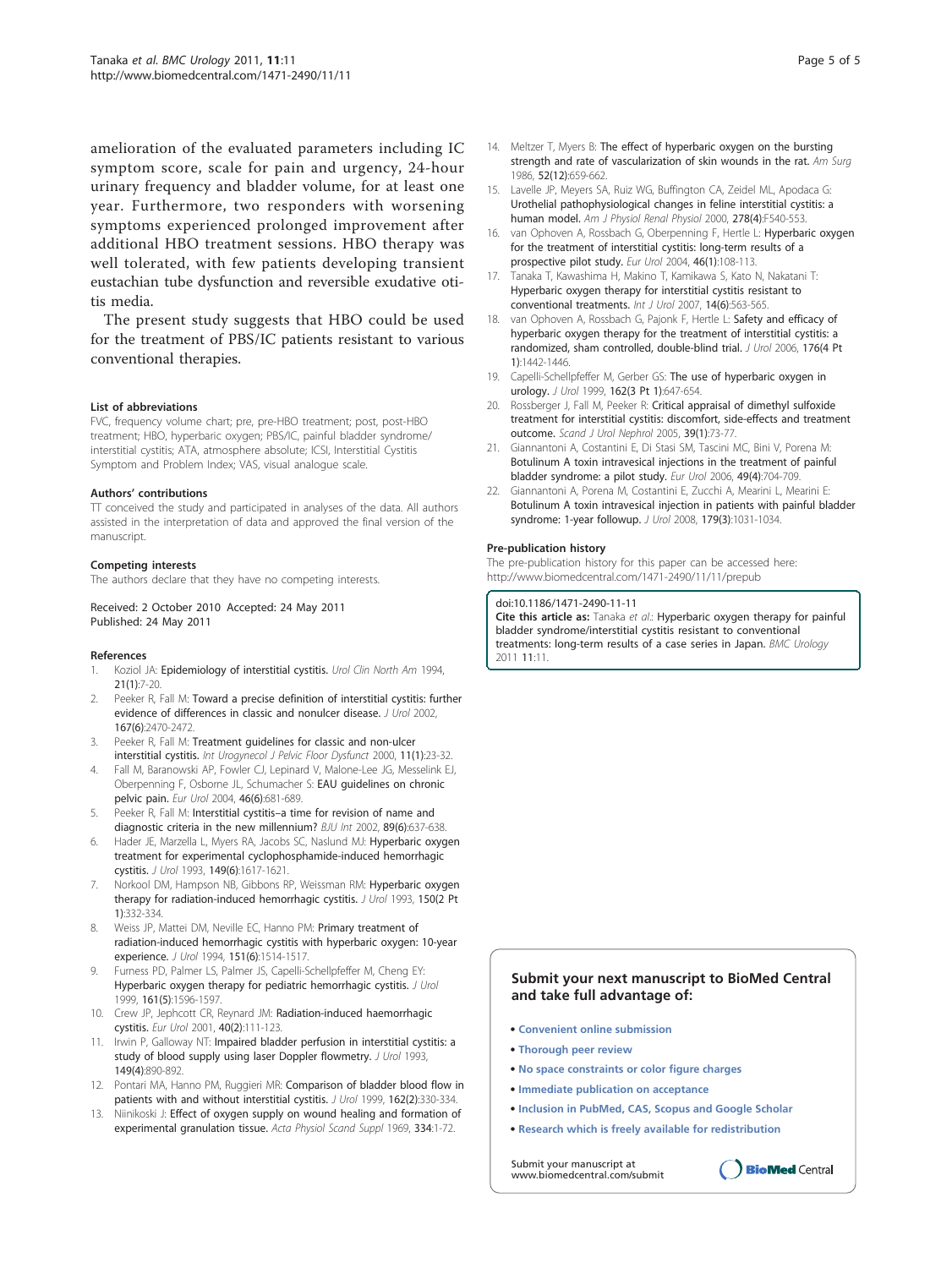amelioration of the evaluated parameters including IC symptom score, scale for pain and urgency, 24-hour urinary frequency and bladder volume, for at least one year. Furthermore, two responders with worsening symptoms experienced prolonged improvement after additional HBO treatment sessions. HBO therapy was well tolerated, with few patients developing transient eustachian tube dysfunction and reversible exudative otitis media.

The present study suggests that HBO could be used for the treatment of PBS/IC patients resistant to various conventional therapies.

#### List of abbreviations

FVC, frequency volume chart; pre, pre-HBO treatment; post, post-HBO treatment; HBO, hyperbaric oxygen; PBS/IC, painful bladder syndrome/interstitial cystitis; ATA, atmosphere absolute; ICSI, Interstitial Cystitis Symptom and Problem Index; VAS, visual analogue scale.

#### Authors' contributions

TT conceived the study and participated in analyses of the data. All authors assisted in the interpretation of data and approved the final version of the manuscript.

#### Competing interests

The authors declare that they have no competing interests.

Received: 2 October 2010 Accepted: 24 May 2011
Published: 24 May 2011

#### References

1. Koziol JA: **Epidemiology of interstitial cystitis.** *Urol Clin North Am* 1994, **21(1)**:7-20.
2. Peeker R, Fall M: **Toward a precise definition of interstitial cystitis: further evidence of differences in classic and nonulcer disease.** *J Urol* 2002, **167(6)**:2470-2472.
3. Peeker R, Fall M: **Treatment guidelines for classic and non-ulcer interstitial cystitis.** *Int Urogynecol J Pelvic Floor Dysfunct* 2000, **11(1)**:23-32.
4. Fall M, Baranowski AP, Fowler CJ, Lepinard V, Malone-Lee JG, Messelink EJ, Oberpenning F, Osborne JL, Schumacher S: **EAU guidelines on chronic pelvic pain.** *Eur Urol* 2004, **46(6)**:681-689.
5. Peeker R, Fall M: **Interstitial cystitis–a time for revision of name and diagnostic criteria in the new millennium?** *BJU Int* 2002, **89(6)**:637-638.
6. Hader JE, Marzella L, Myers RA, Jacobs SC, Naslund MJ: **Hyperbaric oxygen treatment for experimental cyclophosphamide-induced hemorrhagic cystitis.** *J Urol* 1993, **149(6)**:1617-1621.
7. Norkool DM, Hampson NB, Gibbons RP, Weissman RM: **Hyperbaric oxygen therapy for radiation-induced hemorrhagic cystitis.** *J Urol* 1993, 150(2 Pt 1):332-334.
8. Weiss JP, Mattei DM, Neville EC, Hanno PM: **Primary treatment of radiation-induced hemorrhagic cystitis with hyperbaric oxygen: 10-year experience.** *J Urol* 1994, **151(6)**:1514-1517.
9. Furness PD, Palmer LS, Palmer JS, Capelli-Schellpfeffer M, Cheng EY: **Hyperbaric oxygen therapy for pediatric hemorrhagic cystitis.** *J Urol* 1999, **161(5)**:1596-1597.
10. Crew JP, Jephcott CR, Reynard JM: **Radiation-induced haemorrhagic cystitis.** *Eur Urol* 2001, **40(2)**:111-123.
11. Irwin P, Galloway NT: **Impaired bladder perfusion in interstitial cystitis: a study of blood supply using laser Doppler flowmetry.** *J Urol* 1993, **149(4)**:890-892.
12. Pontari MA, Hanno PM, Ruggieri MR: **Comparison of bladder blood flow in patients with and without interstitial cystitis.** *J Urol* 1999, **162(2)**:330-334.
13. Niinikoski J: **Effect of oxygen supply on wound healing and formation of experimental granulation tissue.** *Acta Physiol Scand Suppl* 1969, **334**:1-72.
14. Meltzer T, Myers B: **The effect of hyperbaric oxygen on the bursting strength and rate of vascularization of skin wounds in the rat.** *Am Surg* 1986, **52(12)**:659-662.
15. Lavelle JP, Meyers SA, Ruiz WG, Buffington CA, Zeidel ML, Apodaca G: **Urothelial pathophysiological changes in feline interstitial cystitis: a human model.** *Am J Physiol Renal Physiol* 2000, **278(4)**:F540-553.
16. van Ophoven A, Rossbach G, Oberpenning F, Hertle L: **Hyperbaric oxygen for the treatment of interstitial cystitis: long-term results of a prospective pilot study.** *Eur Urol* 2004, **46(1)**:108-113.
17. Tanaka T, Kawashima H, Makino T, Kamikawa S, Kato N, Nakatani T: **Hyperbaric oxygen therapy for interstitial cystitis resistant to conventional treatments.** *Int J Urol* 2007, **14(6)**:563-565.
18. van Ophoven A, Rossbach G, Pajonk F, Hertle L: **Safety and efficacy of hyperbaric oxygen therapy for the treatment of interstitial cystitis: a randomized, sham controlled, double-blind trial.** *J Urol* 2006, 176(4 Pt 1):1442-1446.
19. Capelli-Schellpfeffer M, Gerber GS: **The use of hyperbaric oxygen in urology.** *J Urol* 1999, 162(3 Pt 1):647-654.
20. Rossberger J, Fall M, Peeker R: **Critical appraisal of dimethyl sulfoxide treatment for interstitial cystitis: discomfort, side-effects and treatment outcome.** *Scand J Urol Nephrol* 2005, **39(1)**:73-77.
21. Giannantoni A, Costantini E, Di Stasi SM, Tascini MC, Bini V, Porena M: **Botulinum A toxin intravesical injections in the treatment of painful bladder syndrome: a pilot study.** *Eur Urol* 2006, **49(4)**:704-709.
22. Giannantoni A, Porena M, Costantini E, Zucchi A, Mearini L, Mearini E: **Botulinum A toxin intravesical injection in patients with painful bladder syndrome: 1-year followup.** *J Urol* 2008, **179(3)**:1031-1034.

#### Pre-publication history

The pre-publication history for this paper can be accessed here:
http://www.biomedcentral.com/1471-2490/11/11/prepub

doi:10.1186/1471-2490-11-11
**Cite this article as:** Tanaka *et al.*: Hyperbaric oxygen therapy for painful bladder syndrome/interstitial cystitis resistant to conventional treatments: long-term results of a case series in Japan. *BMC Urology* 2011 **11**:11.

**Submit your next manuscript to BioMed Central and take full advantage of:**

- **Convenient online submission**
- **Thorough peer review**
- **No space constraints or color figure charges**
- **Immediate publication on acceptance**
- **Inclusion in PubMed, CAS, Scopus and Google Scholar**
- **Research which is freely available for redistribution**

Submit your manuscript at
www.biomedcentral.com/submit

BioMed Central